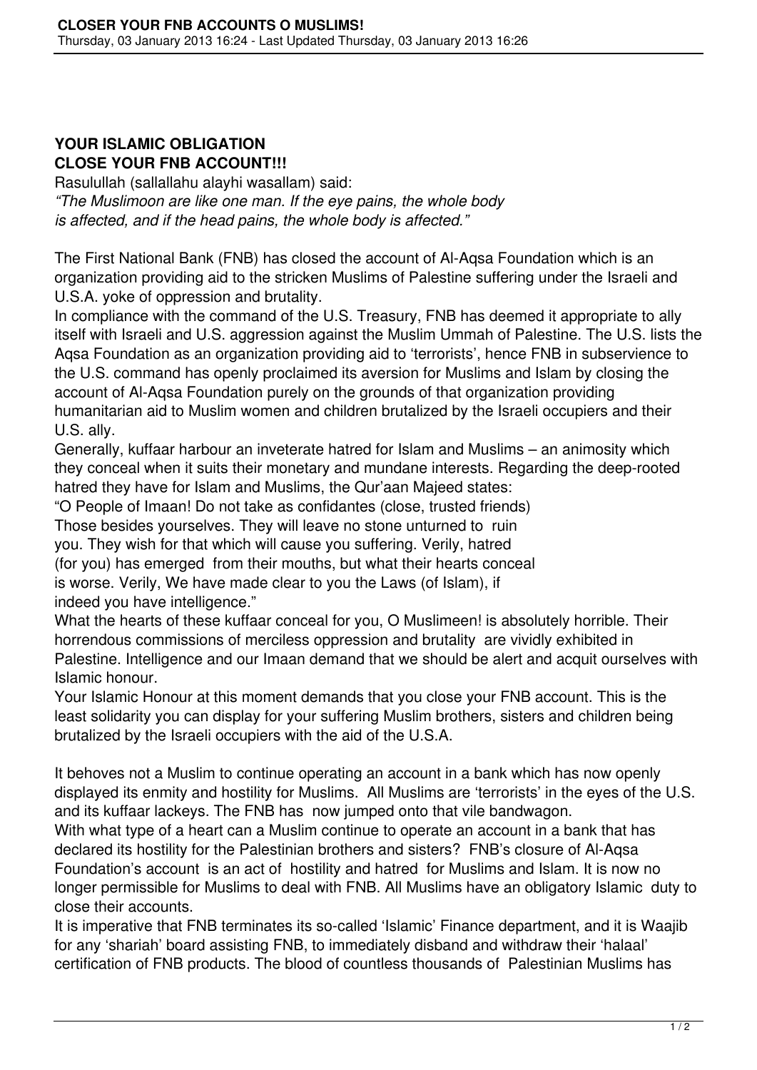# CLOSER YOUR FNB ACCOUNTS O MUSLIMS!

Thursday, 03 January 2013 16:24 - Last Updated Thursday, 03 January 2013 16:26

## YOUR ISLAMIC OBLIGATION
## CLOSE YOUR FNB ACCOUNT!!!

Rasulullah (sallallahu alayhi wasallam) said:
*"The Muslimoon are like one man. If the eye pains, the whole body is affected, and if the head pains, the whole body is affected."*

The First National Bank (FNB) has closed the account of Al-Aqsa Foundation which is an organization providing aid to the stricken Muslims of Palestine suffering under the Israeli and U.S.A. yoke of oppression and brutality.

In compliance with the command of the U.S. Treasury, FNB has deemed it appropriate to ally itself with Israeli and U.S. aggression against the Muslim Ummah of Palestine. The U.S. lists the Aqsa Foundation as an organization providing aid to 'terrorists', hence FNB in subservience to the U.S. command has openly proclaimed its aversion for Muslims and Islam by closing the account of Al-Aqsa Foundation purely on the grounds of that organization providing humanitarian aid to Muslim women and children brutalized by the Israeli occupiers and their U.S. ally.

Generally, kuffaar harbour an inveterate hatred for Islam and Muslims – an animosity which they conceal when it suits their monetary and mundane interests. Regarding the deep-rooted hatred they have for Islam and Muslims, the Qur'aan Majeed states:

"O People of Imaan! Do not take as confidantes (close, trusted friends)
Those besides yourselves. They will leave no stone unturned to ruin
you. They wish for that which will cause you suffering. Verily, hatred
(for you) has emerged from their mouths, but what their hearts conceal
is worse. Verily, We have made clear to you the Laws (of Islam), if
indeed you have intelligence."

What the hearts of these kuffaar conceal for you, O Muslimeen! is absolutely horrible. Their horrendous commissions of merciless oppression and brutality are vividly exhibited in Palestine. Intelligence and our Imaan demand that we should be alert and acquit ourselves with Islamic honour.

Your Islamic Honour at this moment demands that you close your FNB account. This is the least solidarity you can display for your suffering Muslim brothers, sisters and children being brutalized by the Israeli occupiers with the aid of the U.S.A.

It behoves not a Muslim to continue operating an account in a bank which has now openly displayed its enmity and hostility for Muslims. All Muslims are 'terrorists' in the eyes of the U.S. and its kuffaar lackeys. The FNB has now jumped onto that vile bandwagon.

With what type of a heart can a Muslim continue to operate an account in a bank that has declared its hostility for the Palestinian brothers and sisters? FNB's closure of Al-Aqsa Foundation's account is an act of hostility and hatred for Muslims and Islam. It is now no longer permissible for Muslims to deal with FNB. All Muslims have an obligatory Islamic duty to close their accounts.

It is imperative that FNB terminates its so-called 'Islamic' Finance department, and it is Waajib for any 'shariah' board assisting FNB, to immediately disband and withdraw their 'halaal' certification of FNB products. The blood of countless thousands of Palestinian Muslims has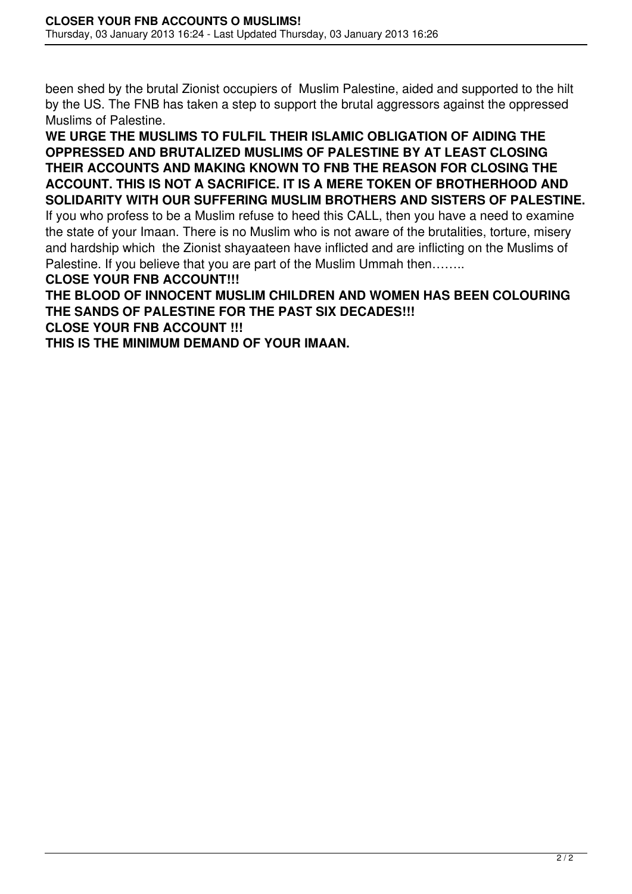been shed by the brutal Zionist occupiers of Muslim Palestine, aided and supported to the hilt by the US. The FNB has taken a step to support the brutal aggressors against the oppressed Muslims of Palestine.

**WE URGE THE MUSLIMS TO FULFIL THEIR ISLAMIC OBLIGATION OF AIDING THE OPPRESSED AND BRUTALIZED MUSLIMS OF PALESTINE BY AT LEAST CLOSING THEIR ACCOUNTS AND MAKING KNOWN TO FNB THE REASON FOR CLOSING THE ACCOUNT. THIS IS NOT A SACRIFICE. IT IS A MERE TOKEN OF BROTHERHOOD AND SOLIDARITY WITH OUR SUFFERING MUSLIM BROTHERS AND SISTERS OF PALESTINE.**

If you who profess to be a Muslim refuse to heed this CALL, then you have a need to examine the state of your Imaan. There is no Muslim who is not aware of the brutalities, torture, misery and hardship which the Zionist shayaateen have inflicted and are inflicting on the Muslims of Palestine. If you believe that you are part of the Muslim Ummah then……..

**CLOSE YOUR FNB ACCOUNT!!!**

**THE BLOOD OF INNOCENT MUSLIM CHILDREN AND WOMEN HAS BEEN COLOURING THE SANDS OF PALESTINE FOR THE PAST SIX DECADES!!!**

**CLOSE YOUR FNB ACCOUNT !!!**

**THIS IS THE MINIMUM DEMAND OF YOUR IMAAN.**